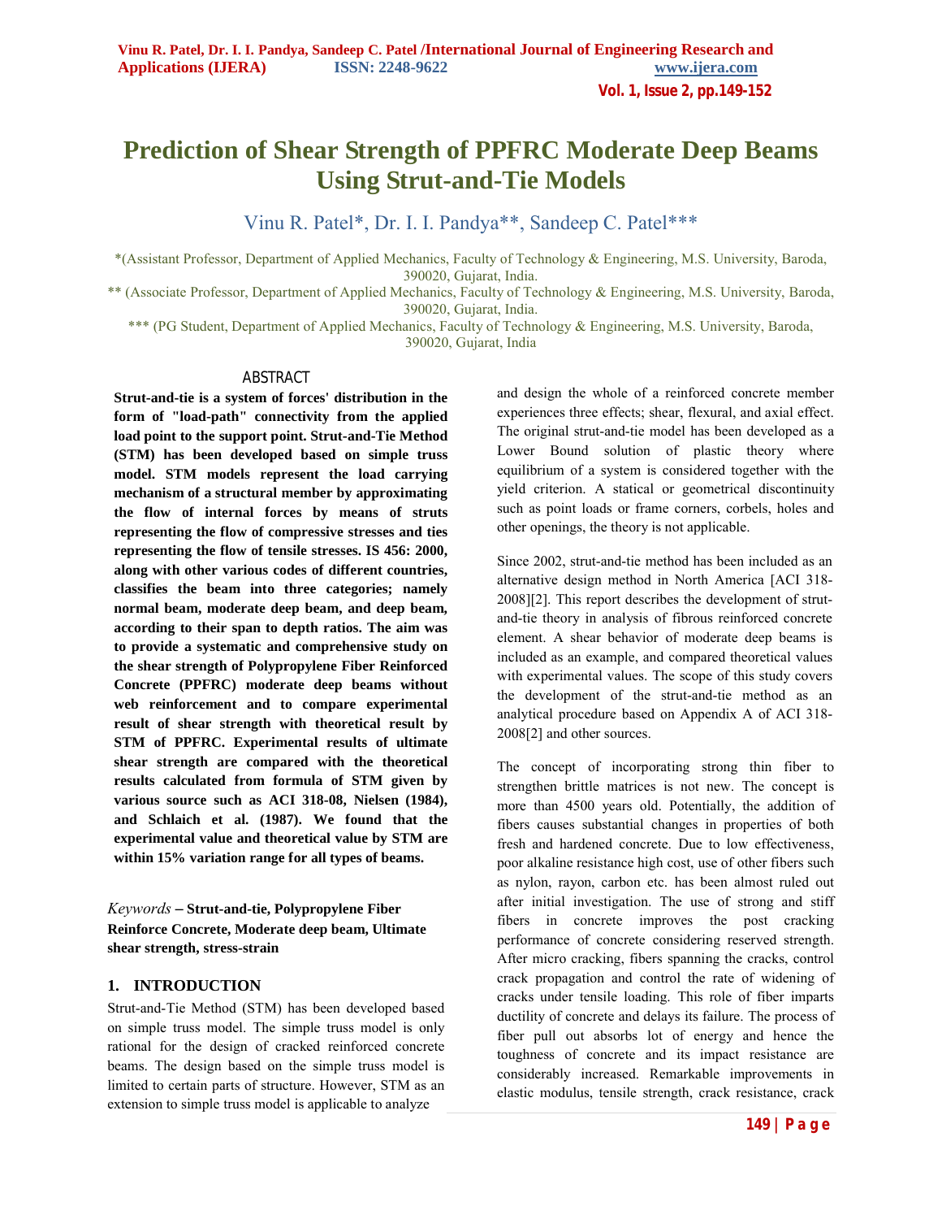# Prediction of Shear Strength of PPFRC Moderate Deep Beams Using Strut-and-Tie Models

Vinu R. Patel*, Dr. I. I. Pandya**, Sandeep C. Patel***

*(Assistant Professor, Department of Applied Mechanics, Faculty of Technology & Engineering, M.S. University, Baroda, 390020, Gujarat, India.

** (Associate Professor, Department of Applied Mechanics, Faculty of Technology & Engineering, M.S. University, Baroda, 390020, Gujarat, India.

*** (PG Student, Department of Applied Mechanics, Faculty of Technology & Engineering, M.S. University, Baroda, 390020, Gujarat, India

## ABSTRACT

**Strut-and-tie is a system of forces' distribution in the form of "load-path" connectivity from the applied load point to the support point. Strut-and-Tie Method (STM) has been developed based on simple truss model. STM models represent the load carrying mechanism of a structural member by approximating the flow of internal forces by means of struts representing the flow of compressive stresses and ties representing the flow of tensile stresses. IS 456: 2000, along with other various codes of different countries, classifies the beam into three categories; namely normal beam, moderate deep beam, and deep beam, according to their span to depth ratios. The aim was to provide a systematic and comprehensive study on the shear strength of Polypropylene Fiber Reinforced Concrete (PPFRC) moderate deep beams without web reinforcement and to compare experimental result of shear strength with theoretical result by STM of PPFRC. Experimental results of ultimate shear strength are compared with the theoretical results calculated from formula of STM given by various source such as ACI 318-08, Nielsen (1984), and Schlaich et al. (1987). We found that the experimental value and theoretical value by STM are within 15% variation range for all types of beams.**

*Keywords* – **Strut-and-tie, Polypropylene Fiber Reinforce Concrete, Moderate deep beam, Ultimate shear strength, stress-strain**

## 1. INTRODUCTION

Strut-and-Tie Method (STM) has been developed based on simple truss model. The simple truss model is only rational for the design of cracked reinforced concrete beams. The design based on the simple truss model is limited to certain parts of structure. However, STM as an extension to simple truss model is applicable to analyze and design the whole of a reinforced concrete member experiences three effects; shear, flexural, and axial effect. The original strut-and-tie model has been developed as a Lower Bound solution of plastic theory where equilibrium of a system is considered together with the yield criterion. A statical or geometrical discontinuity such as point loads or frame corners, corbels, holes and other openings, the theory is not applicable.

Since 2002, strut-and-tie method has been included as an alternative design method in North America [ACI 318-2008][2]. This report describes the development of strut-and-tie theory in analysis of fibrous reinforced concrete element. A shear behavior of moderate deep beams is included as an example, and compared theoretical values with experimental values. The scope of this study covers the development of the strut-and-tie method as an analytical procedure based on Appendix A of ACI 318-2008[2] and other sources.

The concept of incorporating strong thin fiber to strengthen brittle matrices is not new. The concept is more than 4500 years old. Potentially, the addition of fibers causes substantial changes in properties of both fresh and hardened concrete. Due to low effectiveness, poor alkaline resistance high cost, use of other fibers such as nylon, rayon, carbon etc. has been almost ruled out after initial investigation. The use of strong and stiff fibers in concrete improves the post cracking performance of concrete considering reserved strength. After micro cracking, fibers spanning the cracks, control crack propagation and control the rate of widening of cracks under tensile loading. This role of fiber imparts ductility of concrete and delays its failure. The process of fiber pull out absorbs lot of energy and hence the toughness of concrete and its impact resistance are considerably increased. Remarkable improvements in elastic modulus, tensile strength, crack resistance, crack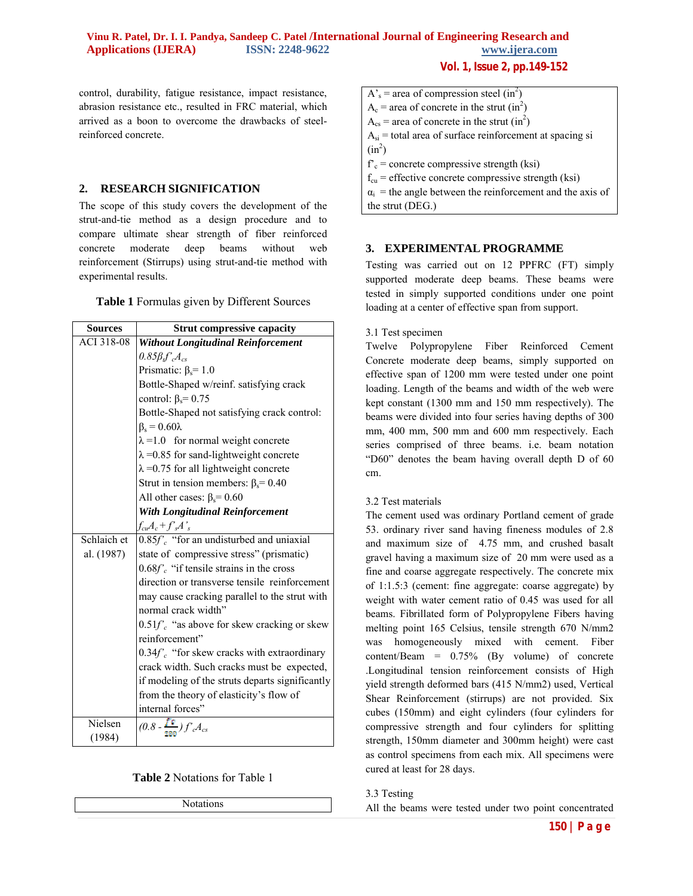control, durability, fatigue resistance, impact resistance, abrasion resistance etc., resulted in FRC material, which arrived as a boon to overcome the drawbacks of steel-reinforced concrete.

## 2. RESEARCH SIGNIFICATION

The scope of this study covers the development of the strut-and-tie method as a design procedure and to compare ultimate shear strength of fiber reinforced concrete moderate deep beams without web reinforcement (Stirrups) using strut-and-tie method with experimental results.

**Table 1** Formulas given by Different Sources

| Sources | Strut compressive capacity |
|---|---|
| ACI 318-08 | ***Without Longitudinal Reinforcement*** <br> $0.85\beta_s f'_c A_{cs}$ <br> Prismatic: $\beta_s = 1.0$ <br> Bottle-Shaped w/reinf. satisfying crack control: $\beta_s = 0.75$ <br> Bottle-Shaped not satisfying crack control: $\beta_s = 0.60\lambda$ <br> $\lambda = 1.0$ for normal weight concrete <br> $\lambda = 0.85$ for sand-lightweight concrete <br> $\lambda = 0.75$ for all lightweight concrete <br> Strut in tension members: $\beta_s = 0.40$ <br> All other cases: $\beta_s = 0.60$ <br> ***With Longitudinal Reinforcement*** <br> $f_{cu}A_c + f'_s A'_s$ |
| Schlaich et al. (1987) | $0.85f'_c$ "for an undisturbed and uniaxial state of compressive stress" (prismatic) <br> $0.68f'_c$ "if tensile strains in the cross direction or transverse tensile reinforcement may cause cracking parallel to the strut with normal crack width" <br> $0.51f'_c$ "as above for skew cracking or skew reinforcement" <br> $0.34f'_c$ "for skew cracks with extraordinary crack width. Such cracks must be expected, if modeling of the struts departs significantly from the theory of elasticity's flow of internal forces" |
| Nielsen (1984) | $(0.8 - \frac{f'_c}{200}) f'_c A_{cs}$ |

**Table 2** Notations for Table 1

| Notations |
|---|
| $A'_s$ = area of compression steel ($in^2$) <br> $A_c$ = area of concrete in the strut ($in^2$) <br> $A_{cs}$ = area of concrete in the strut ($in^2$) <br> $A_{si}$ = total area of surface reinforcement at spacing si ($in^2$) <br> $f'_c$ = concrete compressive strength (ksi) <br> $f_{cu}$ = effective concrete compressive strength (ksi) <br> $\alpha_i$ = the angle between the reinforcement and the axis of the strut (DEG.) |

## 3. EXPERIMENTAL PROGRAMME

Testing was carried out on 12 PPFRC (FT) simply supported moderate deep beams. These beams were tested in simply supported conditions under one point loading at a center of effective span from support.

### 3.1 Test specimen

Twelve Polypropylene Fiber Reinforced Cement Concrete moderate deep beams, simply supported on effective span of 1200 mm were tested under one point loading. Length of the beams and width of the web were kept constant (1300 mm and 150 mm respectively). The beams were divided into four series having depths of 300 mm, 400 mm, 500 mm and 600 mm respectively. Each series comprised of three beams. i.e. beam notation "D60" denotes the beam having overall depth D of 60 cm.

### 3.2 Test materials

The cement used was ordinary Portland cement of grade 53. ordinary river sand having fineness modules of 2.8 and maximum size of 4.75 mm, and crushed basalt gravel having a maximum size of 20 mm were used as a fine and coarse aggregate respectively. The concrete mix of 1:1.5:3 (cement: fine aggregate: coarse aggregate) by weight with water cement ratio of 0.45 was used for all beams. Fibrillated form of Polypropylene Fibers having melting point 165 Celsius, tensile strength 670 N/mm2 was homogeneously mixed with cement. Fiber content/Beam = 0.75% (By volume) of concrete .Longitudinal tension reinforcement consists of High yield strength deformed bars (415 N/mm2) used, Vertical Shear Reinforcement (stirrups) are not provided. Six cubes (150mm) and eight cylinders (four cylinders for compressive strength and four cylinders for splitting strength, 150mm diameter and 300mm height) were cast as control specimens from each mix. All specimens were cured at least for 28 days.

### 3.3 Testing

All the beams were tested under two point concentrated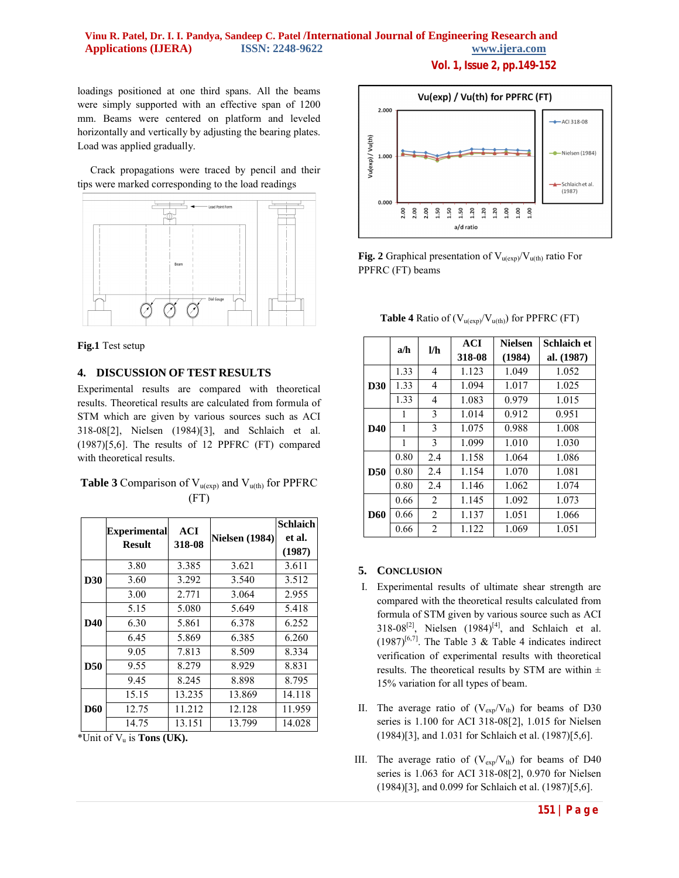loadings positioned at one third spans. All the beams were simply supported with an effective span of 1200 mm. Beams were centered on platform and leveled horizontally and vertically by adjusting the bearing plates. Load was applied gradually.

Crack propagations were traced by pencil and their tips were marked corresponding to the load readings

**Fig.1** Test setup

## 4. DISCUSSION OF TEST RESULTS

Experimental results are compared with theoretical results. Theoretical results are calculated from formula of STM which are given by various sources such as ACI 318-08[2], Nielsen (1984)[3], and Schlaich et al. (1987)[5,6]. The results of 12 PPFRC (FT) compared with theoretical results.

**Table 3** Comparison of $V_{u(exp)}$ and $V_{u(th)}$ for PPFRC (FT)

| | Experimental Result | ACI 318-08 | Nielsen (1984) | Schlaich et al. (1987) |
|---|---|---|---|---|
| D30 | 3.80 | 3.385 | 3.621 | 3.611 |
| | 3.60 | 3.292 | 3.540 | 3.512 |
| | 3.00 | 2.771 | 3.064 | 2.955 |
| D40 | 5.15 | 5.080 | 5.649 | 5.418 |
| | 6.30 | 5.861 | 6.378 | 6.252 |
| | 6.45 | 5.869 | 6.385 | 6.260 |
| D50 | 9.05 | 7.813 | 8.509 | 8.334 |
| | 9.55 | 8.279 | 8.929 | 8.831 |
| | 9.45 | 8.245 | 8.898 | 8.795 |
| D60 | 15.15 | 13.235 | 13.869 | 14.118 |
| | 12.75 | 11.212 | 12.128 | 11.959 |
| | 14.75 | 13.151 | 13.799 | 14.028 |

*Unit of $V_u$ is **Tons (UK).**

**Fig. 2** Graphical presentation of $V_{u(exp)}/V_{u(th)}$ ratio For PPFRC (FT) beams

**Table 4** Ratio of ($V_{u(exp)}/V_{u(th)}$) for PPFRC (FT)

| | a/h | l/h | ACI 318-08 | Nielsen (1984) | Schlaich et al. (1987) |
|---|---|---|---|---|---|
| D30 | 1.33 | 4 | 1.123 | 1.049 | 1.052 |
| | 1.33 | 4 | 1.094 | 1.017 | 1.025 |
| | 1.33 | 4 | 1.083 | 0.979 | 1.015 |
| D40 | 1 | 3 | 1.014 | 0.912 | 0.951 |
| | 1 | 3 | 1.075 | 0.988 | 1.008 |
| | 1 | 3 | 1.099 | 1.010 | 1.030 |
| D50 | 0.80 | 2.4 | 1.158 | 1.064 | 1.086 |
| | 0.80 | 2.4 | 1.154 | 1.070 | 1.081 |
| | 0.80 | 2.4 | 1.146 | 1.062 | 1.074 |
| D60 | 0.66 | 2 | 1.145 | 1.092 | 1.073 |
| | 0.66 | 2 | 1.137 | 1.051 | 1.066 |
| | 0.66 | 2 | 1.122 | 1.069 | 1.051 |

## 5. CONCLUSION

I. Experimental results of ultimate shear strength are compared with the theoretical results calculated from formula of STM given by various source such as ACI 318-08[2], Nielsen (1984)[4], and Schlaich et al. (1987)[6,7]. The Table 3 & Table 4 indicates indirect verification of experimental results with theoretical results. The theoretical results by STM are within ± 15% variation for all types of beam.

II. The average ratio of ($V_{exp}/V_{th}$) for beams of D30 series is 1.100 for ACI 318-08[2], 1.015 for Nielsen (1984)[3], and 1.031 for Schlaich et al. (1987)[5,6].

III. The average ratio of ($V_{exp}/V_{th}$) for beams of D40 series is 1.063 for ACI 318-08[2], 0.970 for Nielsen (1984)[3], and 0.099 for Schlaich et al. (1987)[5,6].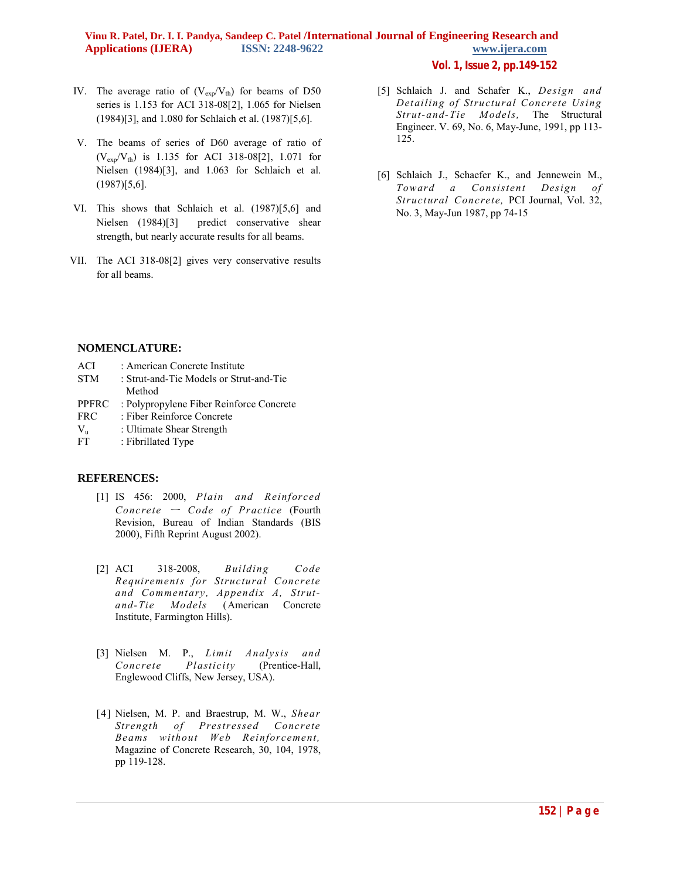IV. The average ratio of ($V_{exp}/V_{th}$) for beams of D50 series is 1.153 for ACI 318-08[2], 1.065 for Nielsen (1984)[3], and 1.080 for Schlaich et al. (1987)[5,6].

V. The beams of series of D60 average of ratio of ($V_{exp}/V_{th}$) is 1.135 for ACI 318-08[2], 1.071 for Nielsen (1984)[3], and 1.063 for Schlaich et al. (1987)[5,6].

VI. This shows that Schlaich et al. (1987)[5,6] and Nielsen (1984)[3] predict conservative shear strength, but nearly accurate results for all beams.

VII. The ACI 318-08[2] gives very conservative results for all beams.

## NOMENCLATURE:

ACI : American Concrete Institute
STM : Strut-and-Tie Models or Strut-and-Tie Method
PPFRC : Polypropylene Fiber Reinforce Concrete
FRC : Fiber Reinforce Concrete
$V_u$ : Ultimate Shear Strength
FT : Fibrillated Type

## REFERENCES:

[1] IS 456: 2000, *Plain and Reinforced Concrete — Code of Practice* (Fourth Revision, Bureau of Indian Standards (BIS 2000), Fifth Reprint August 2002).

[2] ACI 318-2008, *Building Code Requirements for Structural Concrete and Commentary, Appendix A, Strut-and-Tie Models* (American Concrete Institute, Farmington Hills).

[3] Nielsen M. P., *Limit Analysis and Concrete Plasticity* (Prentice-Hall, Englewood Cliffs, New Jersey, USA).

[4] Nielsen, M. P. and Braestrup, M. W., *Shear Strength of Prestressed Concrete Beams without Web Reinforcement,* Magazine of Concrete Research, 30, 104, 1978, pp 119-128.

[5] Schlaich J. and Schafer K., *Design and Detailing of Structural Concrete Using Strut-and-Tie Models,* The Structural Engineer. V. 69, No. 6, May-June, 1991, pp 113-125.

[6] Schlaich J., Schaefer K., and Jennewein M., *Toward a Consistent Design of Structural Concrete,* PCI Journal, Vol. 32, No. 3, May-Jun 1987, pp 74-15